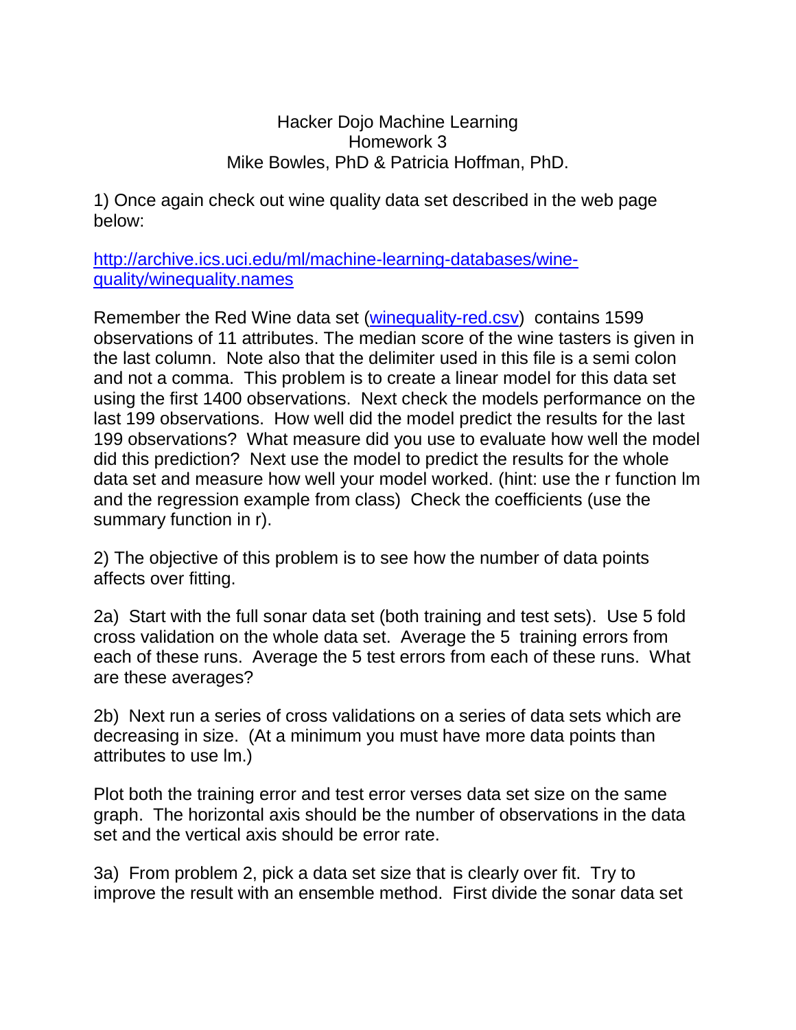Hacker Dojo Machine Learning
Homework 3
Mike Bowles, PhD & Patricia Hoffman, PhD.

1) Once again check out wine quality data set described in the web page below:

[http://archive.ics.uci.edu/ml/machine-learning-databases/wine-quality/winequality.names](http://archive.ics.uci.edu/ml/machine-learning-databases/wine-quality/winequality.names)

Remember the Red Wine data set (winequality-red.csv) contains 1599 observations of 11 attributes. The median score of the wine tasters is given in the last column. Note also that the delimiter used in this file is a semi colon and not a comma. This problem is to create a linear model for this data set using the first 1400 observations. Next check the models performance on the last 199 observations. How well did the model predict the results for the last 199 observations? What measure did you use to evaluate how well the model did this prediction? Next use the model to predict the results for the whole data set and measure how well your model worked. (hint: use the r function lm and the regression example from class) Check the coefficients (use the summary function in r).

2) The objective of this problem is to see how the number of data points affects over fitting.

2a) Start with the full sonar data set (both training and test sets). Use 5 fold cross validation on the whole data set. Average the 5 training errors from each of these runs. Average the 5 test errors from each of these runs. What are these averages?

2b) Next run a series of cross validations on a series of data sets which are decreasing in size. (At a minimum you must have more data points than attributes to use lm.)

Plot both the training error and test error verses data set size on the same graph. The horizontal axis should be the number of observations in the data set and the vertical axis should be error rate.

3a) From problem 2, pick a data set size that is clearly over fit. Try to improve the result with an ensemble method. First divide the sonar data set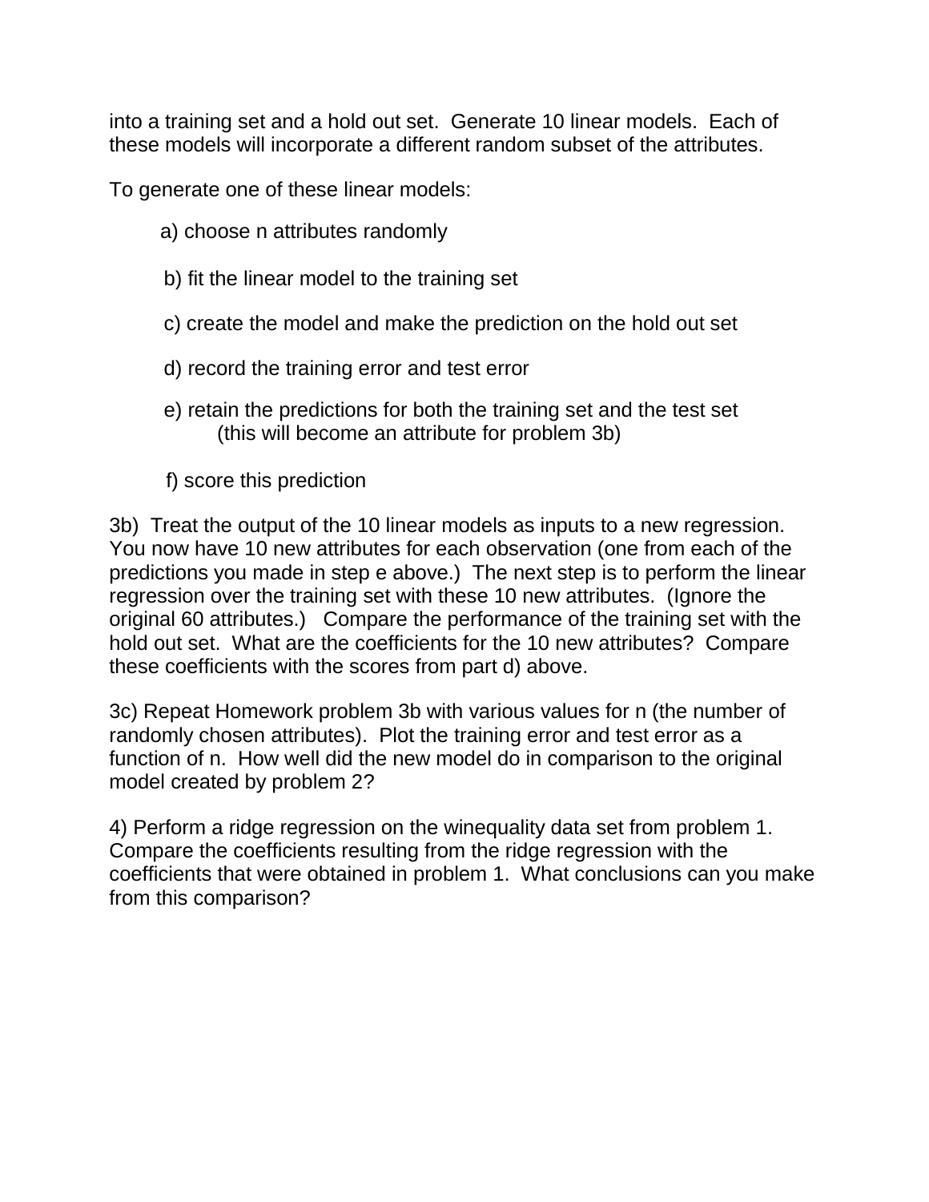into a training set and a hold out set. Generate 10 linear models. Each of these models will incorporate a different random subset of the attributes.

To generate one of these linear models:

a) choose n attributes randomly

b) fit the linear model to the training set

c) create the model and make the prediction on the hold out set

d) record the training error and test error

e) retain the predictions for both the training set and the test set (this will become an attribute for problem 3b)

f) score this prediction

3b) Treat the output of the 10 linear models as inputs to a new regression. You now have 10 new attributes for each observation (one from each of the predictions you made in step e above.) The next step is to perform the linear regression over the training set with these 10 new attributes. (Ignore the original 60 attributes.) Compare the performance of the training set with the hold out set. What are the coefficients for the 10 new attributes? Compare these coefficients with the scores from part d) above.

3c) Repeat Homework problem 3b with various values for n (the number of randomly chosen attributes). Plot the training error and test error as a function of n. How well did the new model do in comparison to the original model created by problem 2?

4) Perform a ridge regression on the winequality data set from problem 1. Compare the coefficients resulting from the ridge regression with the coefficients that were obtained in problem 1. What conclusions can you make from this comparison?